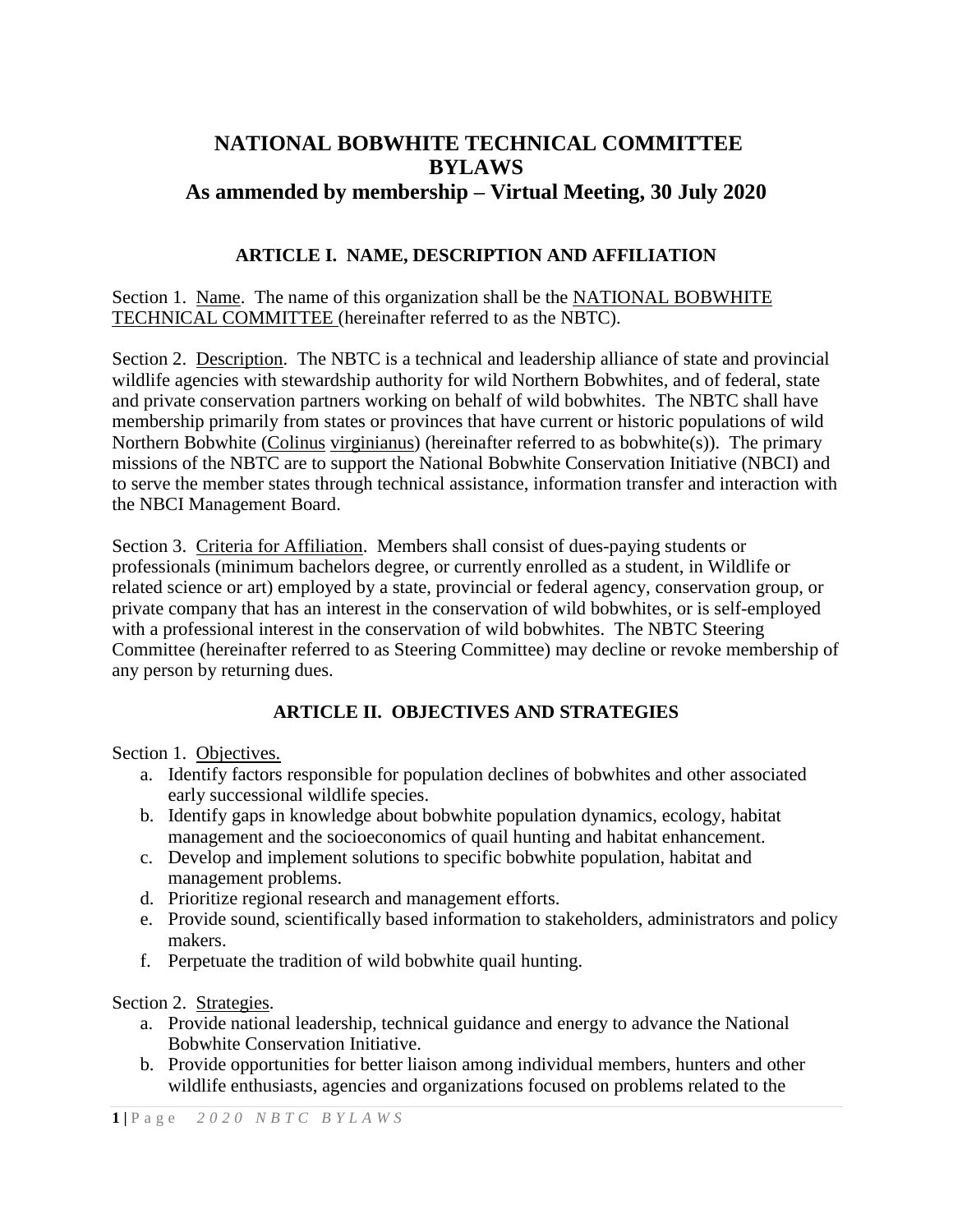# NATIONAL BOBWHITE TECHNICAL COMMITTEE BYLAWS

## As ammended by membership – Virtual Meeting, 30 July 2020

### ARTICLE I. NAME, DESCRIPTION AND AFFILIATION

Section 1. Name. The name of this organization shall be the NATIONAL BOBWHITE TECHNICAL COMMITTEE (hereinafter referred to as the NBTC).

Section 2. Description. The NBTC is a technical and leadership alliance of state and provincial wildlife agencies with stewardship authority for wild Northern Bobwhites, and of federal, state and private conservation partners working on behalf of wild bobwhites. The NBTC shall have membership primarily from states or provinces that have current or historic populations of wild Northern Bobwhite (Colinus virginianus) (hereinafter referred to as bobwhite(s)). The primary missions of the NBTC are to support the National Bobwhite Conservation Initiative (NBCI) and to serve the member states through technical assistance, information transfer and interaction with the NBCI Management Board.

Section 3. Criteria for Affiliation. Members shall consist of dues-paying students or professionals (minimum bachelors degree, or currently enrolled as a student, in Wildlife or related science or art) employed by a state, provincial or federal agency, conservation group, or private company that has an interest in the conservation of wild bobwhites, or is self-employed with a professional interest in the conservation of wild bobwhites. The NBTC Steering Committee (hereinafter referred to as Steering Committee) may decline or revoke membership of any person by returning dues.

### ARTICLE II. OBJECTIVES AND STRATEGIES

Section 1. Objectives.

a. Identify factors responsible for population declines of bobwhites and other associated early successional wildlife species.
b. Identify gaps in knowledge about bobwhite population dynamics, ecology, habitat management and the socioeconomics of quail hunting and habitat enhancement.
c. Develop and implement solutions to specific bobwhite population, habitat and management problems.
d. Prioritize regional research and management efforts.
e. Provide sound, scientifically based information to stakeholders, administrators and policy makers.
f. Perpetuate the tradition of wild bobwhite quail hunting.

Section 2. Strategies.

a. Provide national leadership, technical guidance and energy to advance the National Bobwhite Conservation Initiative.
b. Provide opportunities for better liaison among individual members, hunters and other wildlife enthusiasts, agencies and organizations focused on problems related to the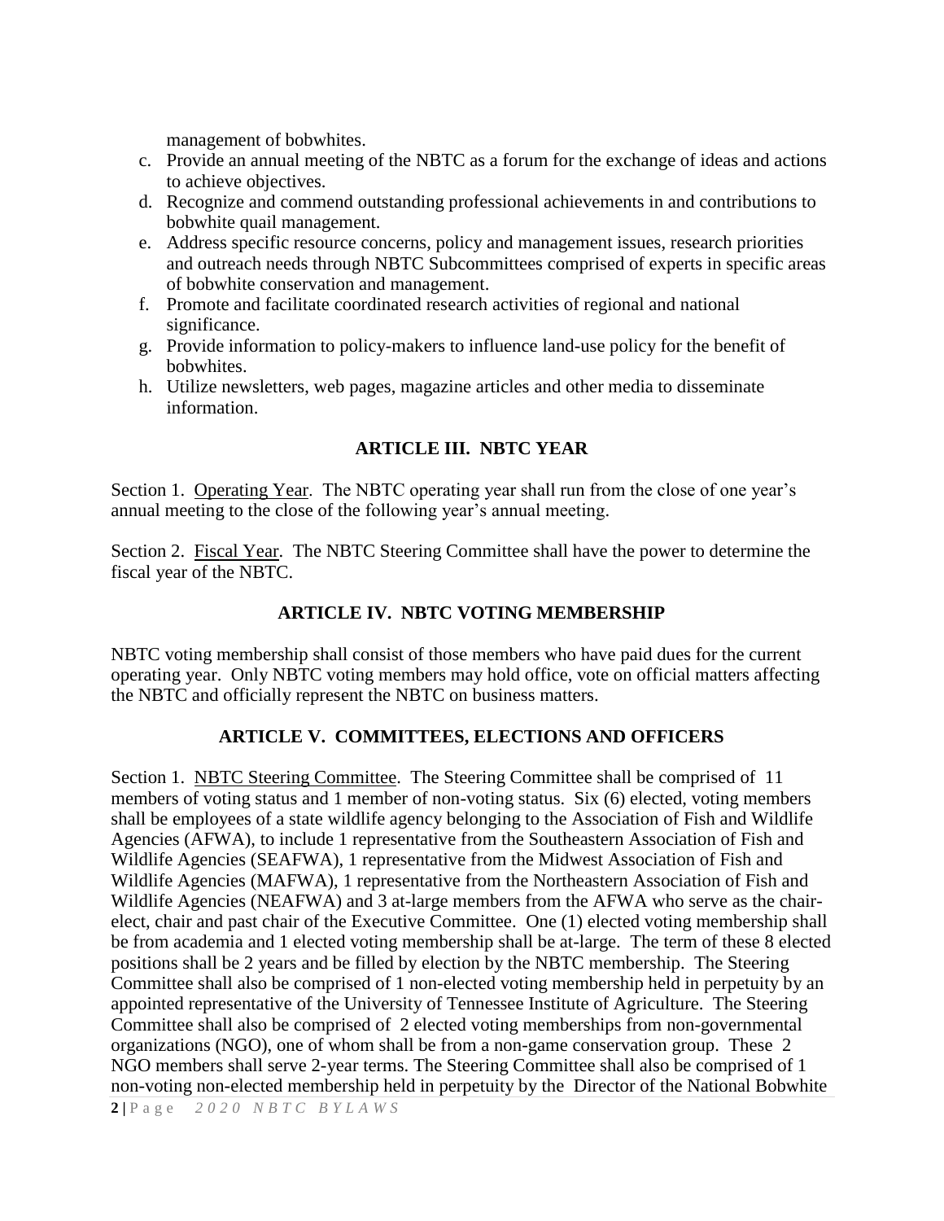management of bobwhites.

c. Provide an annual meeting of the NBTC as a forum for the exchange of ideas and actions to achieve objectives.
d. Recognize and commend outstanding professional achievements in and contributions to bobwhite quail management.
e. Address specific resource concerns, policy and management issues, research priorities and outreach needs through NBTC Subcommittees comprised of experts in specific areas of bobwhite conservation and management.
f. Promote and facilitate coordinated research activities of regional and national significance.
g. Provide information to policy-makers to influence land-use policy for the benefit of bobwhites.
h. Utilize newsletters, web pages, magazine articles and other media to disseminate information.

## ARTICLE III. NBTC YEAR

Section 1. Operating Year. The NBTC operating year shall run from the close of one year's annual meeting to the close of the following year's annual meeting.

Section 2. Fiscal Year. The NBTC Steering Committee shall have the power to determine the fiscal year of the NBTC.

## ARTICLE IV. NBTC VOTING MEMBERSHIP

NBTC voting membership shall consist of those members who have paid dues for the current operating year. Only NBTC voting members may hold office, vote on official matters affecting the NBTC and officially represent the NBTC on business matters.

## ARTICLE V. COMMITTEES, ELECTIONS AND OFFICERS

Section 1. NBTC Steering Committee. The Steering Committee shall be comprised of 11 members of voting status and 1 member of non-voting status. Six (6) elected, voting members shall be employees of a state wildlife agency belonging to the Association of Fish and Wildlife Agencies (AFWA), to include 1 representative from the Southeastern Association of Fish and Wildlife Agencies (SEAFWA), 1 representative from the Midwest Association of Fish and Wildlife Agencies (MAFWA), 1 representative from the Northeastern Association of Fish and Wildlife Agencies (NEAFWA) and 3 at-large members from the AFWA who serve as the chair-elect, chair and past chair of the Executive Committee. One (1) elected voting membership shall be from academia and 1 elected voting membership shall be at-large. The term of these 8 elected positions shall be 2 years and be filled by election by the NBTC membership. The Steering Committee shall also be comprised of 1 non-elected voting membership held in perpetuity by an appointed representative of the University of Tennessee Institute of Agriculture. The Steering Committee shall also be comprised of 2 elected voting memberships from non-governmental organizations (NGO), one of whom shall be from a non-game conservation group. These 2 NGO members shall serve 2-year terms. The Steering Committee shall also be comprised of 1 non-voting non-elected membership held in perpetuity by the Director of the National Bobwhite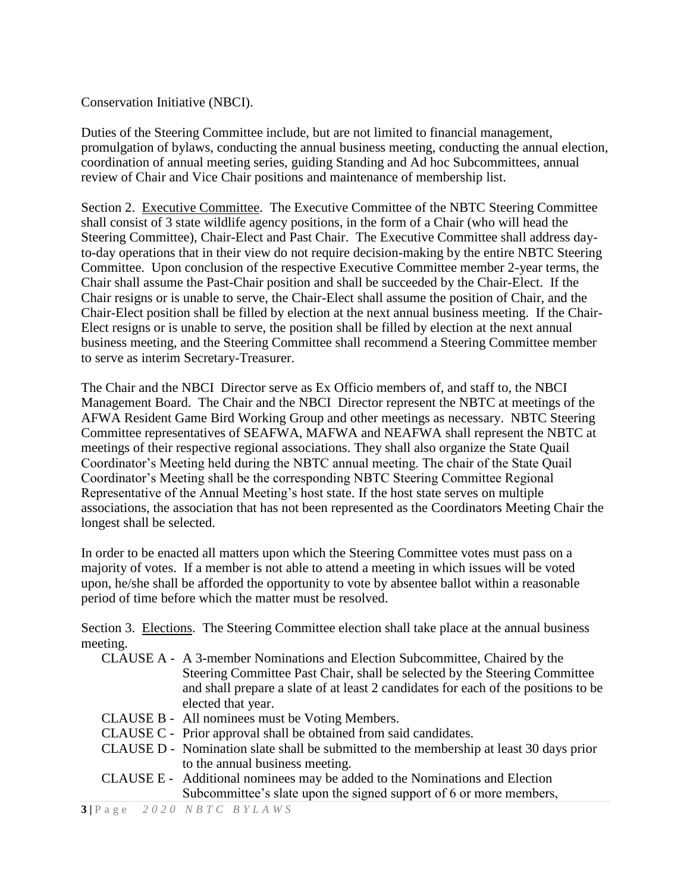Conservation Initiative (NBCI).

Duties of the Steering Committee include, but are not limited to financial management, promulgation of bylaws, conducting the annual business meeting, conducting the annual election, coordination of annual meeting series, guiding Standing and Ad hoc Subcommittees, annual review of Chair and Vice Chair positions and maintenance of membership list.

Section 2. Executive Committee. The Executive Committee of the NBTC Steering Committee shall consist of 3 state wildlife agency positions, in the form of a Chair (who will head the Steering Committee), Chair-Elect and Past Chair. The Executive Committee shall address day-to-day operations that in their view do not require decision-making by the entire NBTC Steering Committee. Upon conclusion of the respective Executive Committee member 2-year terms, the Chair shall assume the Past-Chair position and shall be succeeded by the Chair-Elect. If the Chair resigns or is unable to serve, the Chair-Elect shall assume the position of Chair, and the Chair-Elect position shall be filled by election at the next annual business meeting. If the Chair-Elect resigns or is unable to serve, the position shall be filled by election at the next annual business meeting, and the Steering Committee shall recommend a Steering Committee member to serve as interim Secretary-Treasurer.

The Chair and the NBCI Director serve as Ex Officio members of, and staff to, the NBCI Management Board. The Chair and the NBCI Director represent the NBTC at meetings of the AFWA Resident Game Bird Working Group and other meetings as necessary. NBTC Steering Committee representatives of SEAFWA, MAFWA and NEAFWA shall represent the NBTC at meetings of their respective regional associations. They shall also organize the State Quail Coordinator's Meeting held during the NBTC annual meeting. The chair of the State Quail Coordinator's Meeting shall be the corresponding NBTC Steering Committee Regional Representative of the Annual Meeting's host state. If the host state serves on multiple associations, the association that has not been represented as the Coordinators Meeting Chair the longest shall be selected.

In order to be enacted all matters upon which the Steering Committee votes must pass on a majority of votes. If a member is not able to attend a meeting in which issues will be voted upon, he/she shall be afforded the opportunity to vote by absentee ballot within a reasonable period of time before which the matter must be resolved.

Section 3. Elections. The Steering Committee election shall take place at the annual business meeting.

- CLAUSE A - A 3-member Nominations and Election Subcommittee, Chaired by the Steering Committee Past Chair, shall be selected by the Steering Committee and shall prepare a slate of at least 2 candidates for each of the positions to be elected that year.
- CLAUSE B - All nominees must be Voting Members.
- CLAUSE C - Prior approval shall be obtained from said candidates.
- CLAUSE D - Nomination slate shall be submitted to the membership at least 30 days prior to the annual business meeting.
- CLAUSE E - Additional nominees may be added to the Nominations and Election Subcommittee's slate upon the signed support of 6 or more members,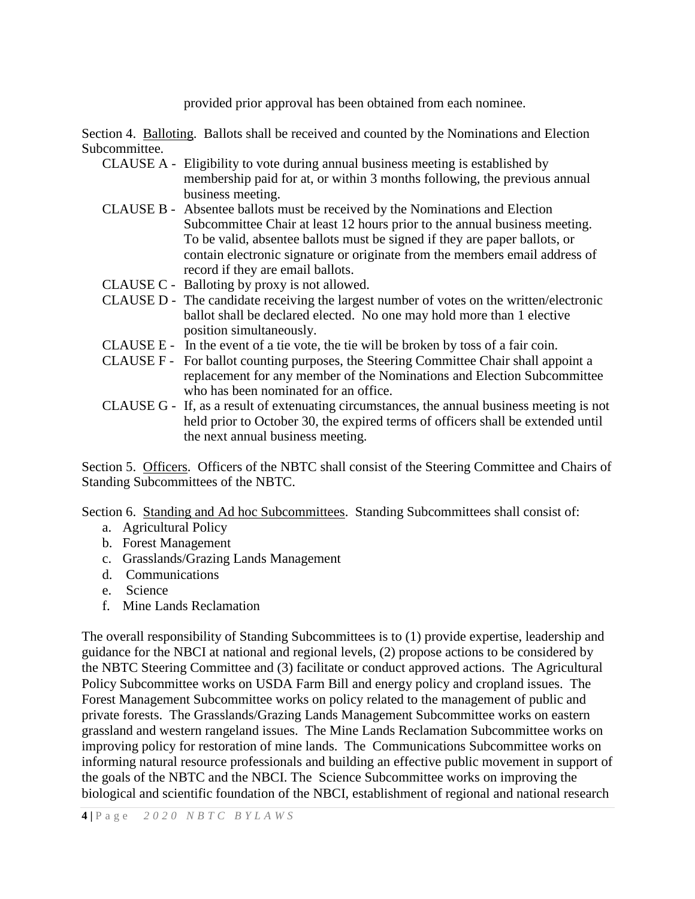provided prior approval has been obtained from each nominee.

Section 4. Balloting. Ballots shall be received and counted by the Nominations and Election Subcommittee.

- CLAUSE A - Eligibility to vote during annual business meeting is established by membership paid for at, or within 3 months following, the previous annual business meeting.
- CLAUSE B - Absentee ballots must be received by the Nominations and Election Subcommittee Chair at least 12 hours prior to the annual business meeting. To be valid, absentee ballots must be signed if they are paper ballots, or contain electronic signature or originate from the members email address of record if they are email ballots.
- CLAUSE C - Balloting by proxy is not allowed.
- CLAUSE D - The candidate receiving the largest number of votes on the written/electronic ballot shall be declared elected. No one may hold more than 1 elective position simultaneously.
- CLAUSE E - In the event of a tie vote, the tie will be broken by toss of a fair coin.
- CLAUSE F - For ballot counting purposes, the Steering Committee Chair shall appoint a replacement for any member of the Nominations and Election Subcommittee who has been nominated for an office.
- CLAUSE G - If, as a result of extenuating circumstances, the annual business meeting is not held prior to October 30, the expired terms of officers shall be extended until the next annual business meeting.

Section 5. Officers. Officers of the NBTC shall consist of the Steering Committee and Chairs of Standing Subcommittees of the NBTC.

Section 6. Standing and Ad hoc Subcommittees. Standing Subcommittees shall consist of:

a. Agricultural Policy
b. Forest Management
c. Grasslands/Grazing Lands Management
d. Communications
e. Science
f. Mine Lands Reclamation

The overall responsibility of Standing Subcommittees is to (1) provide expertise, leadership and guidance for the NBCI at national and regional levels, (2) propose actions to be considered by the NBTC Steering Committee and (3) facilitate or conduct approved actions. The Agricultural Policy Subcommittee works on USDA Farm Bill and energy policy and cropland issues. The Forest Management Subcommittee works on policy related to the management of public and private forests. The Grasslands/Grazing Lands Management Subcommittee works on eastern grassland and western rangeland issues. The Mine Lands Reclamation Subcommittee works on improving policy for restoration of mine lands. The Communications Subcommittee works on informing natural resource professionals and building an effective public movement in support of the goals of the NBTC and the NBCI. The Science Subcommittee works on improving the biological and scientific foundation of the NBCI, establishment of regional and national research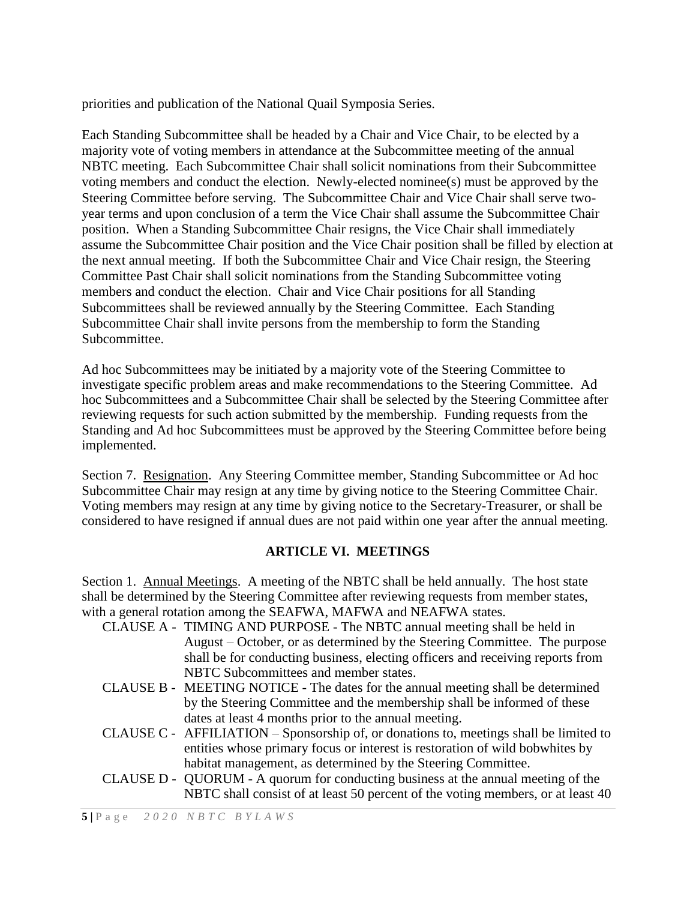priorities and publication of the National Quail Symposia Series.

Each Standing Subcommittee shall be headed by a Chair and Vice Chair, to be elected by a majority vote of voting members in attendance at the Subcommittee meeting of the annual NBTC meeting. Each Subcommittee Chair shall solicit nominations from their Subcommittee voting members and conduct the election. Newly-elected nominee(s) must be approved by the Steering Committee before serving. The Subcommittee Chair and Vice Chair shall serve two-year terms and upon conclusion of a term the Vice Chair shall assume the Subcommittee Chair position. When a Standing Subcommittee Chair resigns, the Vice Chair shall immediately assume the Subcommittee Chair position and the Vice Chair position shall be filled by election at the next annual meeting. If both the Subcommittee Chair and Vice Chair resign, the Steering Committee Past Chair shall solicit nominations from the Standing Subcommittee voting members and conduct the election. Chair and Vice Chair positions for all Standing Subcommittees shall be reviewed annually by the Steering Committee. Each Standing Subcommittee Chair shall invite persons from the membership to form the Standing Subcommittee.

Ad hoc Subcommittees may be initiated by a majority vote of the Steering Committee to investigate specific problem areas and make recommendations to the Steering Committee. Ad hoc Subcommittees and a Subcommittee Chair shall be selected by the Steering Committee after reviewing requests for such action submitted by the membership. Funding requests from the Standing and Ad hoc Subcommittees must be approved by the Steering Committee before being implemented.

Section 7. Resignation. Any Steering Committee member, Standing Subcommittee or Ad hoc Subcommittee Chair may resign at any time by giving notice to the Steering Committee Chair. Voting members may resign at any time by giving notice to the Secretary-Treasurer, or shall be considered to have resigned if annual dues are not paid within one year after the annual meeting.

## ARTICLE VI. MEETINGS

Section 1. Annual Meetings. A meeting of the NBTC shall be held annually. The host state shall be determined by the Steering Committee after reviewing requests from member states, with a general rotation among the SEAFWA, MAFWA and NEAFWA states.

- CLAUSE A - TIMING AND PURPOSE - The NBTC annual meeting shall be held in August – October, or as determined by the Steering Committee. The purpose shall be for conducting business, electing officers and receiving reports from NBTC Subcommittees and member states.
- CLAUSE B - MEETING NOTICE - The dates for the annual meeting shall be determined by the Steering Committee and the membership shall be informed of these dates at least 4 months prior to the annual meeting.
- CLAUSE C - AFFILIATION – Sponsorship of, or donations to, meetings shall be limited to entities whose primary focus or interest is restoration of wild bobwhites by habitat management, as determined by the Steering Committee.
- CLAUSE D - QUORUM - A quorum for conducting business at the annual meeting of the NBTC shall consist of at least 50 percent of the voting members, or at least 40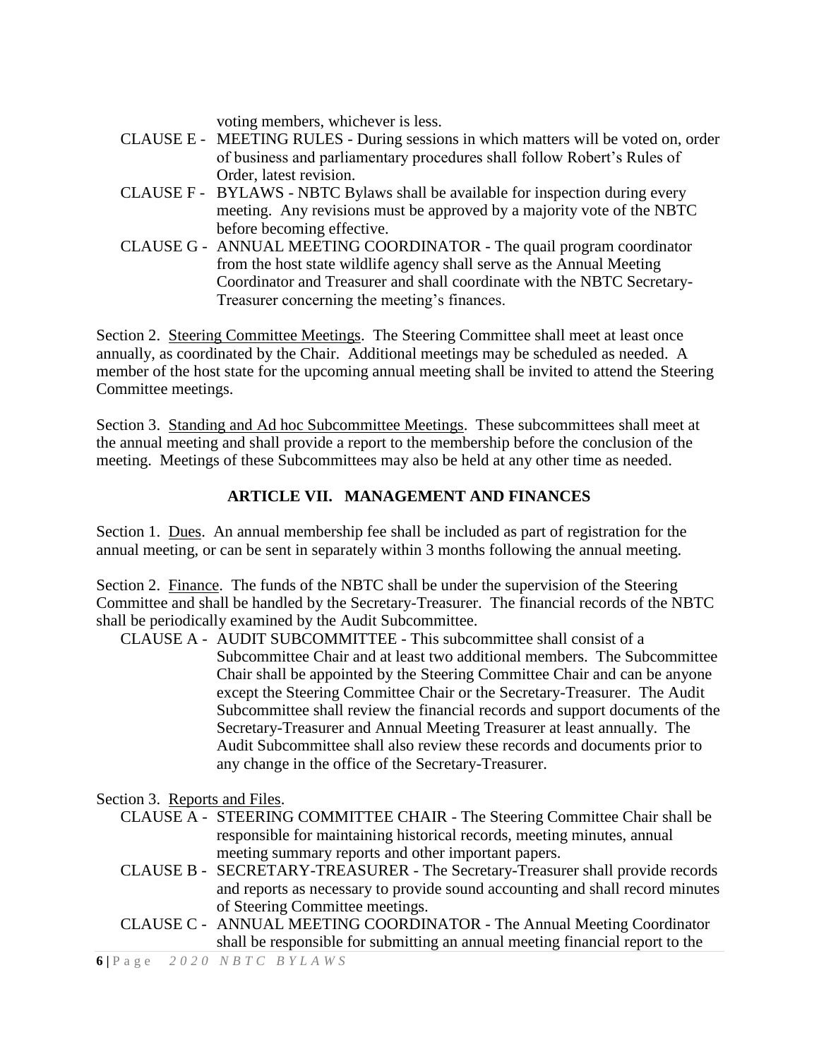voting members, whichever is less.

CLAUSE E - MEETING RULES - During sessions in which matters will be voted on, order of business and parliamentary procedures shall follow Robert's Rules of Order, latest revision.

CLAUSE F - BYLAWS - NBTC Bylaws shall be available for inspection during every meeting. Any revisions must be approved by a majority vote of the NBTC before becoming effective.

CLAUSE G - ANNUAL MEETING COORDINATOR - The quail program coordinator from the host state wildlife agency shall serve as the Annual Meeting Coordinator and Treasurer and shall coordinate with the NBTC Secretary-Treasurer concerning the meeting's finances.

Section 2. Steering Committee Meetings. The Steering Committee shall meet at least once annually, as coordinated by the Chair. Additional meetings may be scheduled as needed. A member of the host state for the upcoming annual meeting shall be invited to attend the Steering Committee meetings.

Section 3. Standing and Ad hoc Subcommittee Meetings. These subcommittees shall meet at the annual meeting and shall provide a report to the membership before the conclusion of the meeting. Meetings of these Subcommittees may also be held at any other time as needed.

## ARTICLE VII. MANAGEMENT AND FINANCES

Section 1. Dues. An annual membership fee shall be included as part of registration for the annual meeting, or can be sent in separately within 3 months following the annual meeting.

Section 2. Finance. The funds of the NBTC shall be under the supervision of the Steering Committee and shall be handled by the Secretary-Treasurer. The financial records of the NBTC shall be periodically examined by the Audit Subcommittee.

CLAUSE A - AUDIT SUBCOMMITTEE - This subcommittee shall consist of a Subcommittee Chair and at least two additional members. The Subcommittee Chair shall be appointed by the Steering Committee Chair and can be anyone except the Steering Committee Chair or the Secretary-Treasurer. The Audit Subcommittee shall review the financial records and support documents of the Secretary-Treasurer and Annual Meeting Treasurer at least annually. The Audit Subcommittee shall also review these records and documents prior to any change in the office of the Secretary-Treasurer.

Section 3. Reports and Files.

CLAUSE A - STEERING COMMITTEE CHAIR - The Steering Committee Chair shall be responsible for maintaining historical records, meeting minutes, annual meeting summary reports and other important papers.

CLAUSE B - SECRETARY-TREASURER - The Secretary-Treasurer shall provide records and reports as necessary to provide sound accounting and shall record minutes of Steering Committee meetings.

CLAUSE C - ANNUAL MEETING COORDINATOR - The Annual Meeting Coordinator shall be responsible for submitting an annual meeting financial report to the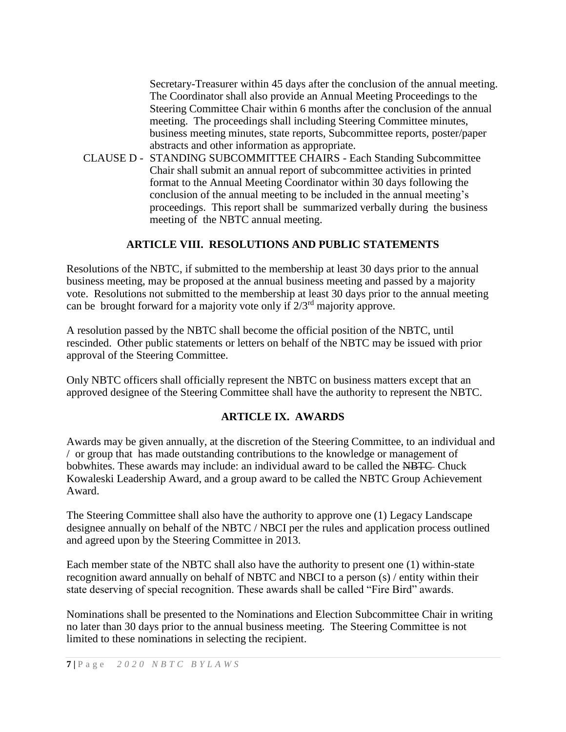Secretary-Treasurer within 45 days after the conclusion of the annual meeting. The Coordinator shall also provide an Annual Meeting Proceedings to the Steering Committee Chair within 6 months after the conclusion of the annual meeting. The proceedings shall including Steering Committee minutes, business meeting minutes, state reports, Subcommittee reports, poster/paper abstracts and other information as appropriate.

CLAUSE D - STANDING SUBCOMMITTEE CHAIRS - Each Standing Subcommittee Chair shall submit an annual report of subcommittee activities in printed format to the Annual Meeting Coordinator within 30 days following the conclusion of the annual meeting to be included in the annual meeting's proceedings. This report shall be summarized verbally during the business meeting of the NBTC annual meeting.

## ARTICLE VIII. RESOLUTIONS AND PUBLIC STATEMENTS

Resolutions of the NBTC, if submitted to the membership at least 30 days prior to the annual business meeting, may be proposed at the annual business meeting and passed by a majority vote. Resolutions not submitted to the membership at least 30 days prior to the annual meeting can be brought forward for a majority vote only if $2/3^{rd}$ majority approve.

A resolution passed by the NBTC shall become the official position of the NBTC, until rescinded. Other public statements or letters on behalf of the NBTC may be issued with prior approval of the Steering Committee.

Only NBTC officers shall officially represent the NBTC on business matters except that an approved designee of the Steering Committee shall have the authority to represent the NBTC.

## ARTICLE IX. AWARDS

Awards may be given annually, at the discretion of the Steering Committee, to an individual and / or group that has made outstanding contributions to the knowledge or management of bobwhites. These awards may include: an individual award to be called the ~~NBTC~~ Chuck Kowaleski Leadership Award, and a group award to be called the NBTC Group Achievement Award.

The Steering Committee shall also have the authority to approve one (1) Legacy Landscape designee annually on behalf of the NBTC / NBCI per the rules and application process outlined and agreed upon by the Steering Committee in 2013.

Each member state of the NBTC shall also have the authority to present one (1) within-state recognition award annually on behalf of NBTC and NBCI to a person (s) / entity within their state deserving of special recognition. These awards shall be called "Fire Bird" awards.

Nominations shall be presented to the Nominations and Election Subcommittee Chair in writing no later than 30 days prior to the annual business meeting. The Steering Committee is not limited to these nominations in selecting the recipient.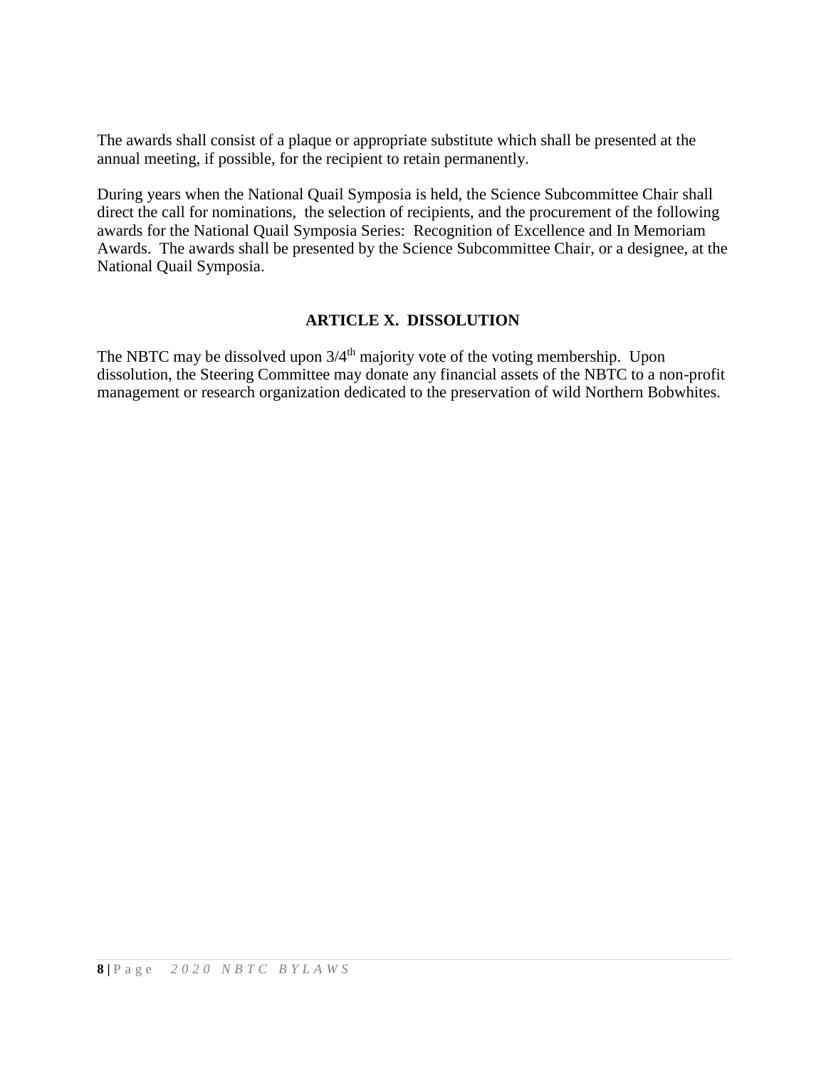The awards shall consist of a plaque or appropriate substitute which shall be presented at the annual meeting, if possible, for the recipient to retain permanently.

During years when the National Quail Symposia is held, the Science Subcommittee Chair shall direct the call for nominations, the selection of recipients, and the procurement of the following awards for the National Quail Symposia Series: Recognition of Excellence and In Memoriam Awards. The awards shall be presented by the Science Subcommittee Chair, or a designee, at the National Quail Symposia.

## ARTICLE X. DISSOLUTION

The NBTC may be dissolved upon 3/4$^{th}$ majority vote of the voting membership. Upon dissolution, the Steering Committee may donate any financial assets of the NBTC to a non-profit management or research organization dedicated to the preservation of wild Northern Bobwhites.